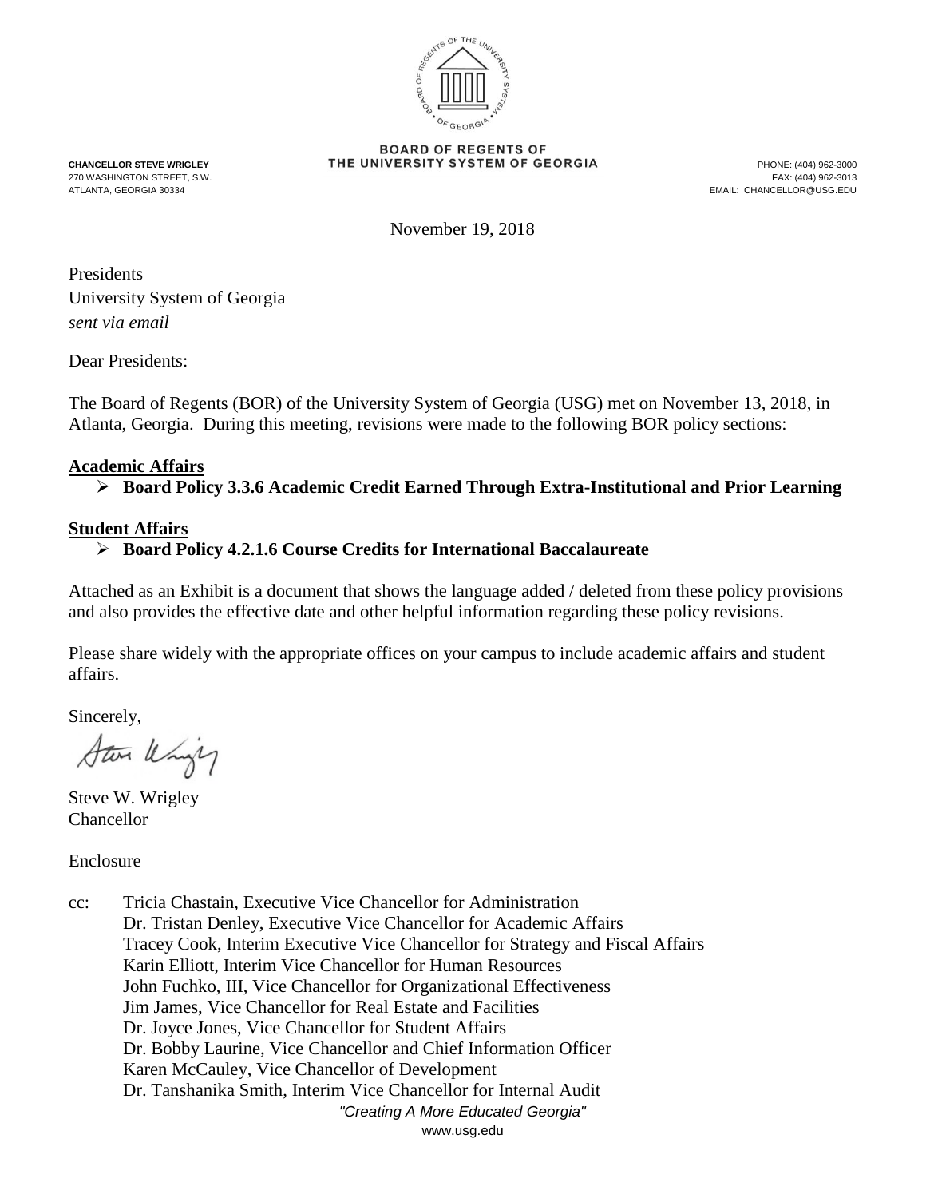BOARD OF REGENTS OF THE UNIVERSITY SYSTEM OF GEORGIA

**CHANCELLOR STEVE WRIGLEY**
270 WASHINGTON STREET, S.W.
ATLANTA, GEORGIA 30334

PHONE: (404) 962-3000
FAX: (404) 962-3013
EMAIL: CHANCELLOR@USG.EDU

November 19, 2018

Presidents
University System of Georgia
*sent via email*

Dear Presidents:

The Board of Regents (BOR) of the University System of Georgia (USG) met on November 13, 2018, in Atlanta, Georgia. During this meeting, revisions were made to the following BOR policy sections:

**Academic Affairs**

- **Board Policy 3.3.6 Academic Credit Earned Through Extra-Institutional and Prior Learning**

**Student Affairs**

- **Board Policy 4.2.1.6 Course Credits for International Baccalaureate**

Attached as an Exhibit is a document that shows the language added / deleted from these policy provisions and also provides the effective date and other helpful information regarding these policy revisions.

Please share widely with the appropriate offices on your campus to include academic affairs and student affairs.

Sincerely,

Steve W. Wrigley
Chancellor

Enclosure

cc: Tricia Chastain, Executive Vice Chancellor for Administration
Dr. Tristan Denley, Executive Vice Chancellor for Academic Affairs
Tracey Cook, Interim Executive Vice Chancellor for Strategy and Fiscal Affairs
Karin Elliott, Interim Vice Chancellor for Human Resources
John Fuchko, III, Vice Chancellor for Organizational Effectiveness
Jim James, Vice Chancellor for Real Estate and Facilities
Dr. Joyce Jones, Vice Chancellor for Student Affairs
Dr. Bobby Laurine, Vice Chancellor and Chief Information Officer
Karen McCauley, Vice Chancellor of Development
Dr. Tanshanika Smith, Interim Vice Chancellor for Internal Audit

*"Creating A More Educated Georgia"*
www.usg.edu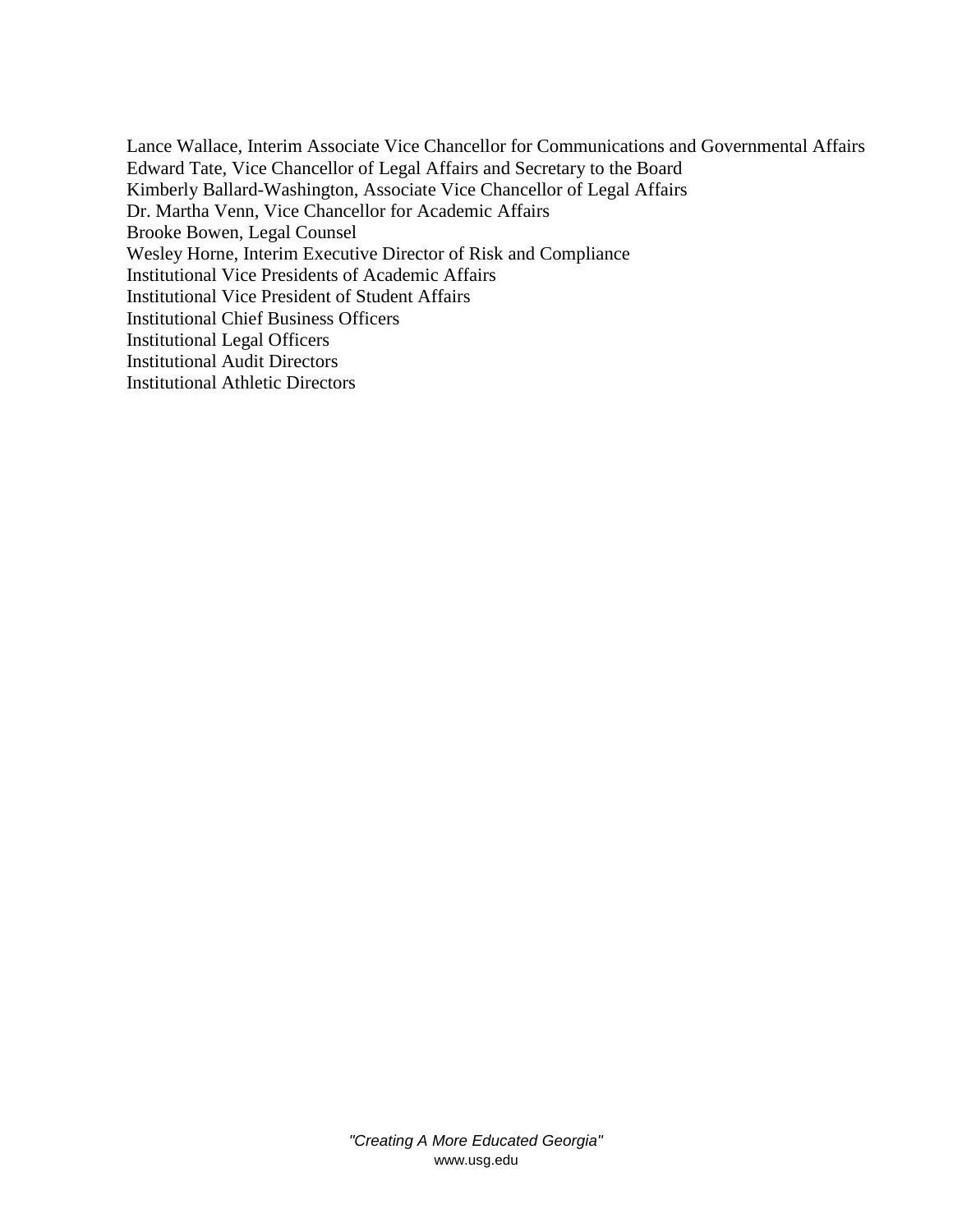Lance Wallace, Interim Associate Vice Chancellor for Communications and Governmental Affairs
Edward Tate, Vice Chancellor of Legal Affairs and Secretary to the Board
Kimberly Ballard-Washington, Associate Vice Chancellor of Legal Affairs
Dr. Martha Venn, Vice Chancellor for Academic Affairs
Brooke Bowen, Legal Counsel
Wesley Horne, Interim Executive Director of Risk and Compliance
Institutional Vice Presidents of Academic Affairs
Institutional Vice President of Student Affairs
Institutional Chief Business Officers
Institutional Legal Officers
Institutional Audit Directors
Institutional Athletic Directors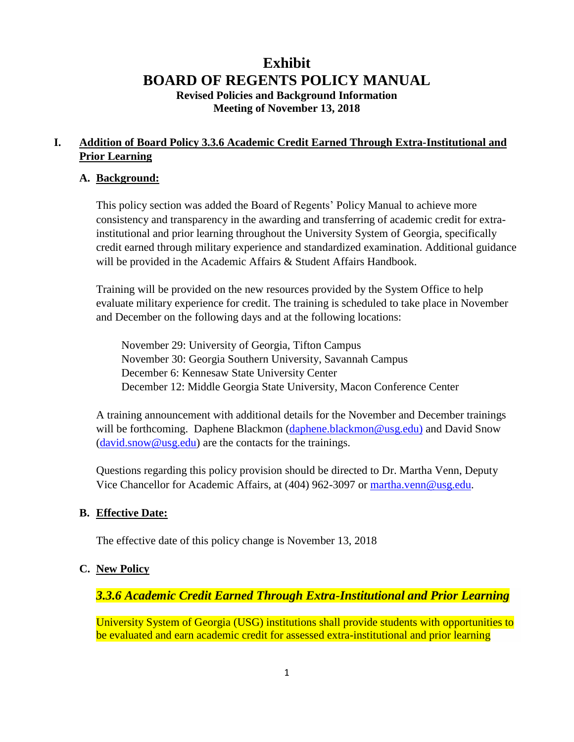# Exhibit
# BOARD OF REGENTS POLICY MANUAL
**Revised Policies and Background Information**
**Meeting of November 13, 2018**

## I. Addition of Board Policy 3.3.6 Academic Credit Earned Through Extra-Institutional and Prior Learning

### A. Background:

This policy section was added the Board of Regents' Policy Manual to achieve more consistency and transparency in the awarding and transferring of academic credit for extra-institutional and prior learning throughout the University System of Georgia, specifically credit earned through military experience and standardized examination. Additional guidance will be provided in the Academic Affairs & Student Affairs Handbook.

Training will be provided on the new resources provided by the System Office to help evaluate military experience for credit. The training is scheduled to take place in November and December on the following days and at the following locations:

November 29: University of Georgia, Tifton Campus
November 30: Georgia Southern University, Savannah Campus
December 6: Kennesaw State University Center
December 12: Middle Georgia State University, Macon Conference Center

A training announcement with additional details for the November and December trainings will be forthcoming. Daphene Blackmon (daphene.blackmon@usg.edu) and David Snow (david.snow@usg.edu) are the contacts for the trainings.

Questions regarding this policy provision should be directed to Dr. Martha Venn, Deputy Vice Chancellor for Academic Affairs, at (404) 962-3097 or martha.venn@usg.edu.

### B. Effective Date:

The effective date of this policy change is November 13, 2018

### C. New Policy

***3.3.6 Academic Credit Earned Through Extra-Institutional and Prior Learning***

University System of Georgia (USG) institutions shall provide students with opportunities to be evaluated and earn academic credit for assessed extra-institutional and prior learning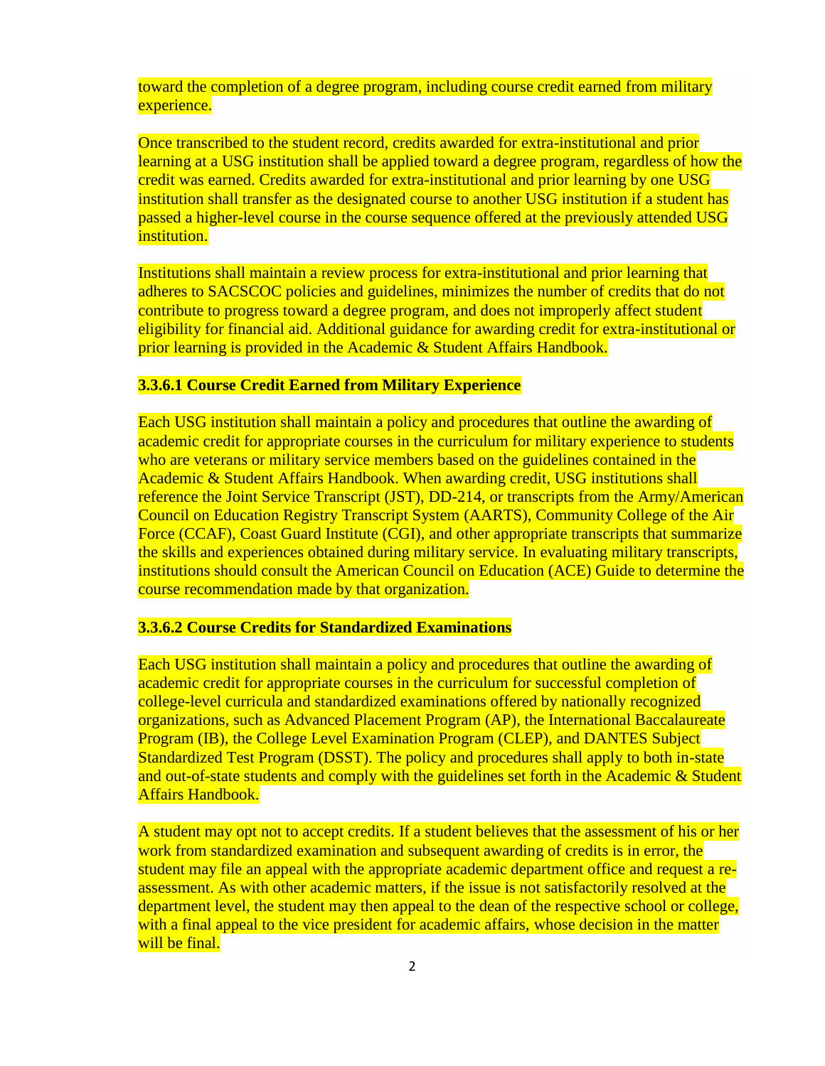toward the completion of a degree program, including course credit earned from military experience.

Once transcribed to the student record, credits awarded for extra-institutional and prior learning at a USG institution shall be applied toward a degree program, regardless of how the credit was earned. Credits awarded for extra-institutional and prior learning by one USG institution shall transfer as the designated course to another USG institution if a student has passed a higher-level course in the course sequence offered at the previously attended USG institution.

Institutions shall maintain a review process for extra-institutional and prior learning that adheres to SACSCOC policies and guidelines, minimizes the number of credits that do not contribute to progress toward a degree program, and does not improperly affect student eligibility for financial aid. Additional guidance for awarding credit for extra-institutional or prior learning is provided in the Academic & Student Affairs Handbook.

**3.3.6.1 Course Credit Earned from Military Experience**

Each USG institution shall maintain a policy and procedures that outline the awarding of academic credit for appropriate courses in the curriculum for military experience to students who are veterans or military service members based on the guidelines contained in the Academic & Student Affairs Handbook. When awarding credit, USG institutions shall reference the Joint Service Transcript (JST), DD-214, or transcripts from the Army/American Council on Education Registry Transcript System (AARTS), Community College of the Air Force (CCAF), Coast Guard Institute (CGI), and other appropriate transcripts that summarize the skills and experiences obtained during military service. In evaluating military transcripts, institutions should consult the American Council on Education (ACE) Guide to determine the course recommendation made by that organization.

**3.3.6.2 Course Credits for Standardized Examinations**

Each USG institution shall maintain a policy and procedures that outline the awarding of academic credit for appropriate courses in the curriculum for successful completion of college-level curricula and standardized examinations offered by nationally recognized organizations, such as Advanced Placement Program (AP), the International Baccalaureate Program (IB), the College Level Examination Program (CLEP), and DANTES Subject Standardized Test Program (DSST). The policy and procedures shall apply to both in-state and out-of-state students and comply with the guidelines set forth in the Academic & Student Affairs Handbook.

A student may opt not to accept credits. If a student believes that the assessment of his or her work from standardized examination and subsequent awarding of credits is in error, the student may file an appeal with the appropriate academic department office and request a re-assessment. As with other academic matters, if the issue is not satisfactorily resolved at the department level, the student may then appeal to the dean of the respective school or college, with a final appeal to the vice president for academic affairs, whose decision in the matter will be final.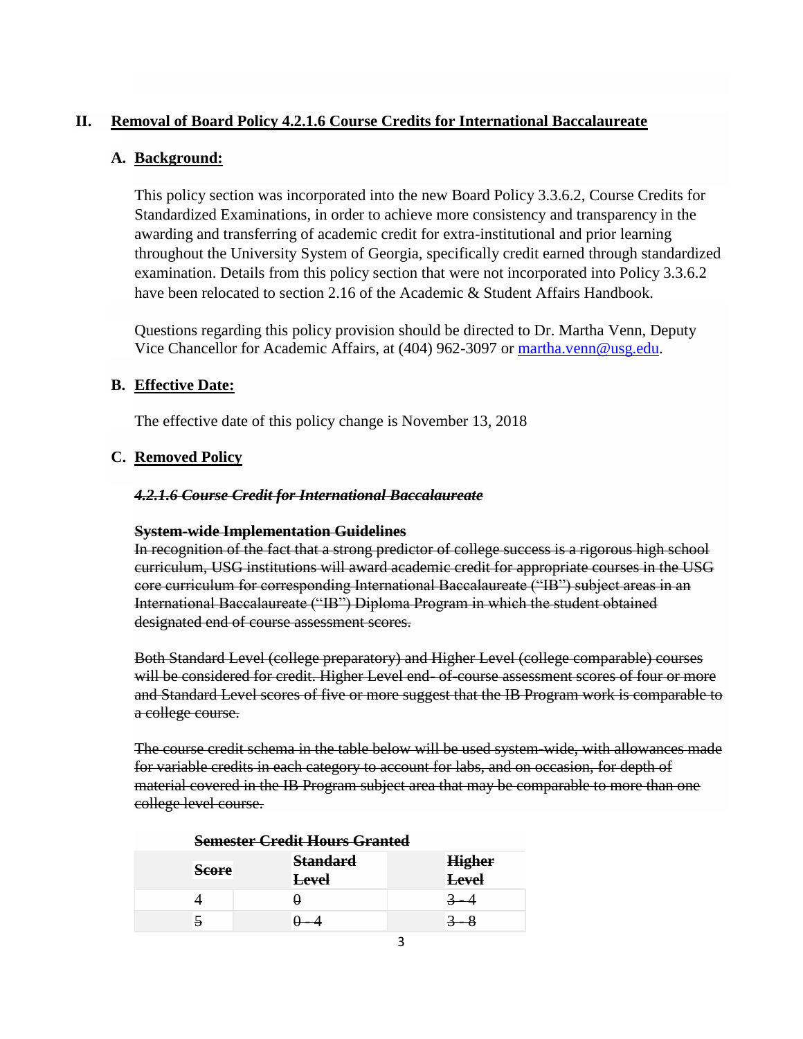## II. Removal of Board Policy 4.2.1.6 Course Credits for International Baccalaureate

### A. Background:

This policy section was incorporated into the new Board Policy 3.3.6.2, Course Credits for Standardized Examinations, in order to achieve more consistency and transparency in the awarding and transferring of academic credit for extra-institutional and prior learning throughout the University System of Georgia, specifically credit earned through standardized examination. Details from this policy section that were not incorporated into Policy 3.3.6.2 have been relocated to section 2.16 of the Academic & Student Affairs Handbook.

Questions regarding this policy provision should be directed to Dr. Martha Venn, Deputy Vice Chancellor for Academic Affairs, at (404) 962-3097 or martha.venn@usg.edu.

### B. Effective Date:

The effective date of this policy change is November 13, 2018

### C. Removed Policy

~~***4.2.1.6 Course Credit for International Baccalaureate***~~

~~**System-wide Implementation Guidelines**~~
~~In recognition of the fact that a strong predictor of college success is a rigorous high school curriculum, USG institutions will award academic credit for appropriate courses in the USG core curriculum for corresponding International Baccalaureate ("IB") subject areas in an International Baccalaureate ("IB") Diploma Program in which the student obtained designated end of course assessment scores.~~

~~Both Standard Level (college preparatory) and Higher Level (college comparable) courses will be considered for credit. Higher Level end- of-course assessment scores of four or more and Standard Level scores of five or more suggest that the IB Program work is comparable to a college course.~~

~~The course credit schema in the table below will be used system-wide, with allowances made for variable credits in each category to account for labs, and on occasion, for depth of material covered in the IB Program subject area that may be comparable to more than one college level course.~~

~~**Semester Credit Hours Granted**~~

| ~~**Score**~~ | ~~**Standard Level**~~ | ~~**Higher Level**~~ |
|---|---|---|
| ~~4~~ | ~~0~~ | ~~3 - 4~~ |
| ~~5~~ | ~~0 - 4~~ | ~~3 - 8~~ |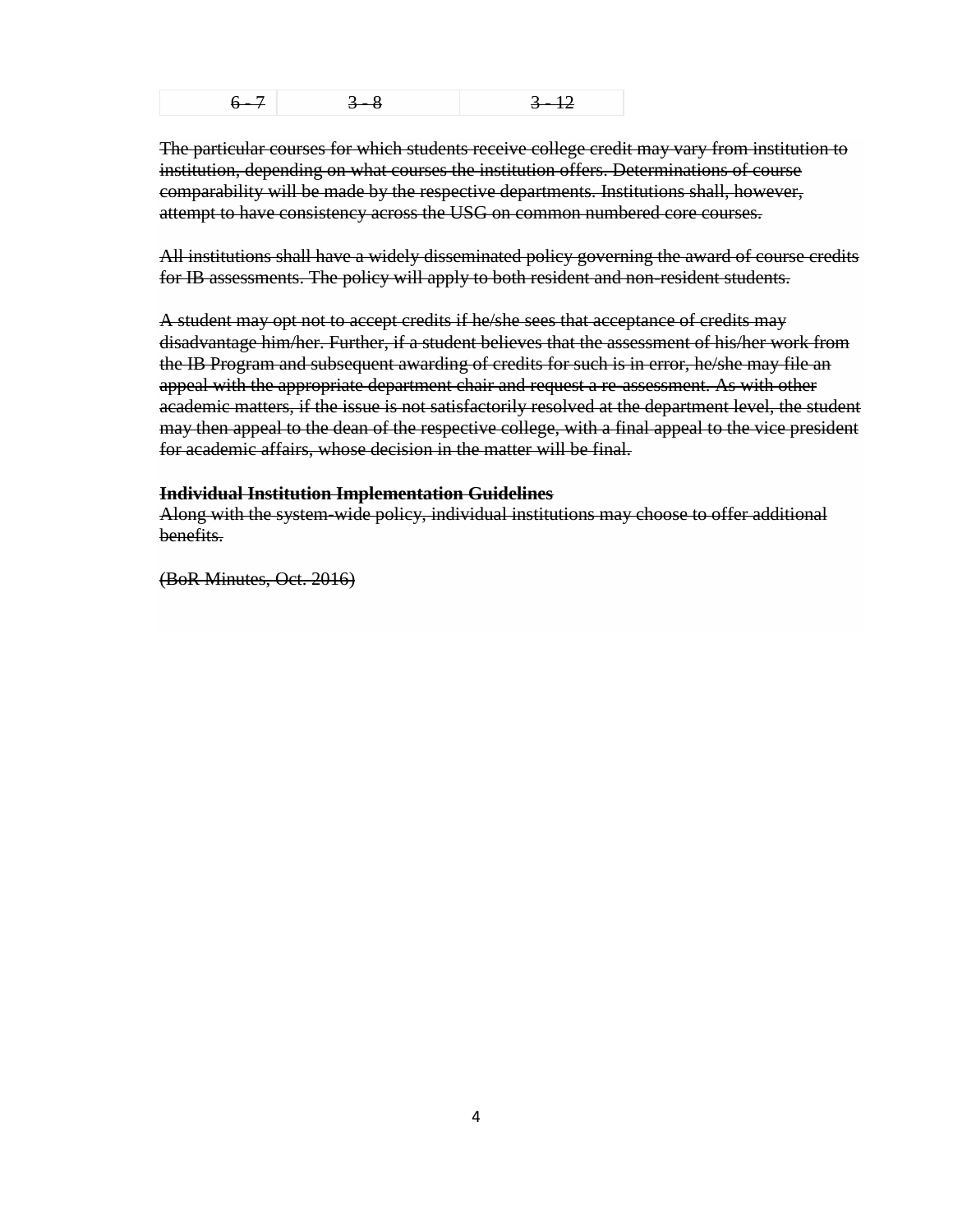| | | |
|---|---|---|
| ~~6 - 7~~ | ~~3 - 8~~ | ~~3 - 12~~ |

~~The particular courses for which students receive college credit may vary from institution to institution, depending on what courses the institution offers. Determinations of course comparability will be made by the respective departments. Institutions shall, however, attempt to have consistency across the USG on common numbered core courses.~~

~~All institutions shall have a widely disseminated policy governing the award of course credits for IB assessments. The policy will apply to both resident and non-resident students.~~

~~A student may opt not to accept credits if he/she sees that acceptance of credits may disadvantage him/her. Further, if a student believes that the assessment of his/her work from the IB Program and subsequent awarding of credits for such is in error, he/she may file an appeal with the appropriate department chair and request a re-assessment. As with other academic matters, if the issue is not satisfactorily resolved at the department level, the student may then appeal to the dean of the respective college, with a final appeal to the vice president for academic affairs, whose decision in the matter will be final.~~

~~**Individual Institution Implementation Guidelines**~~
~~Along with the system-wide policy, individual institutions may choose to offer additional benefits.~~

~~(BoR Minutes, Oct. 2016)~~